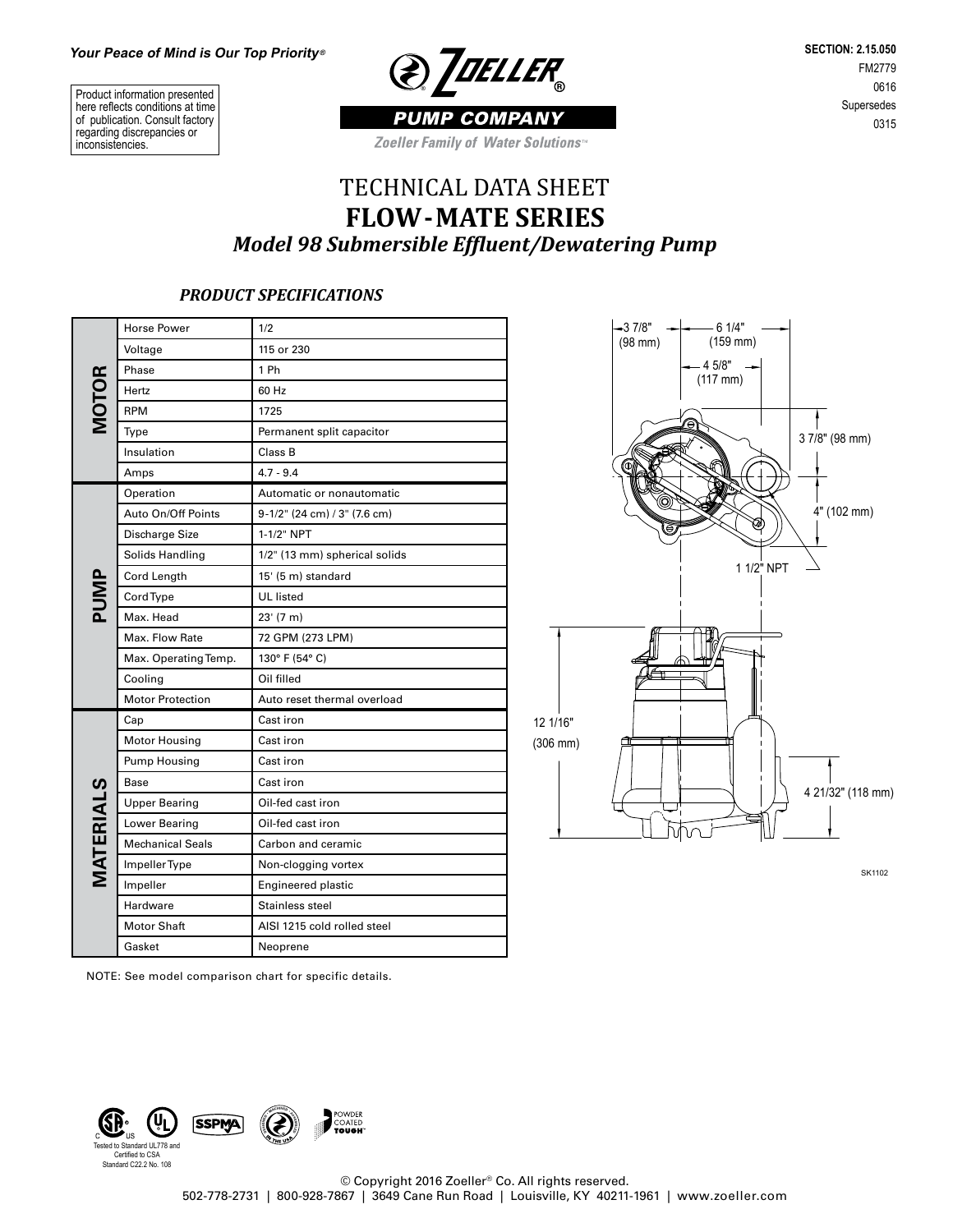*Your Peace of Mind is Our Top Priority®*

Product information presented here reflects conditions at time of publication. Consult factory regarding discrepancies or inconsistencies.

**ZOELLER® PUMP COMPANY**

*Zoeller Family of Water Solutions™*

**SECTION: 2.15.050**
FM2779
0616
Supersedes
0315

# TECHNICAL DATA SHEET
# FLOW-MATE SERIES
## *Model 98 Submersible Effluent/Dewatering Pump*

### *PRODUCT SPECIFICATIONS*

| | | |
|---|---|---|
| **MOTOR** | Horse Power | 1/2 |
| | Voltage | 115 or 230 |
| | Phase | 1 Ph |
| | Hertz | 60 Hz |
| | RPM | 1725 |
| | Type | Permanent split capacitor |
| | Insulation | Class B |
| | Amps | 4.7 - 9.4 |
| **PUMP** | Operation | Automatic or nonautomatic |
| | Auto On/Off Points | 9-1/2" (24 cm) / 3" (7.6 cm) |
| | Discharge Size | 1-1/2" NPT |
| | Solids Handling | 1/2" (13 mm) spherical solids |
| | Cord Length | 15' (5 m) standard |
| | Cord Type | UL listed |
| | Max. Head | 23' (7 m) |
| | Max. Flow Rate | 72 GPM (273 LPM) |
| | Max. Operating Temp. | 130° F (54° C) |
| | Cooling | Oil filled |
| | Motor Protection | Auto reset thermal overload |
| **MATERIALS** | Cap | Cast iron |
| | Motor Housing | Cast iron |
| | Pump Housing | Cast iron |
| | Base | Cast iron |
| | Upper Bearing | Oil-fed cast iron |
| | Lower Bearing | Oil-fed cast iron |
| | Mechanical Seals | Carbon and ceramic |
| | Impeller Type | Non-clogging vortex |
| | Impeller | Engineered plastic |
| | Hardware | Stainless steel |
| | Motor Shaft | AISI 1215 cold rolled steel |
| | Gasket | Neoprene |

NOTE: See model comparison chart for specific details.

3 7/8" (98 mm) | 6 1/4" (159 mm) | 4 5/8" (117 mm) | 3 7/8" (98 mm) | 4" (102 mm) | 1 1/2" NPT | 12 1/16" (306 mm) | 4 21/32" (118 mm)

SK1102

Tested to Standard UL778 and Certified to CSA Standard C22.2 No. 108

© Copyright 2016 Zoeller® Co. All rights reserved.
502-778-2731 | 800-928-7867 | 3649 Cane Run Road | Louisville, KY 40211-1961 | www.zoeller.com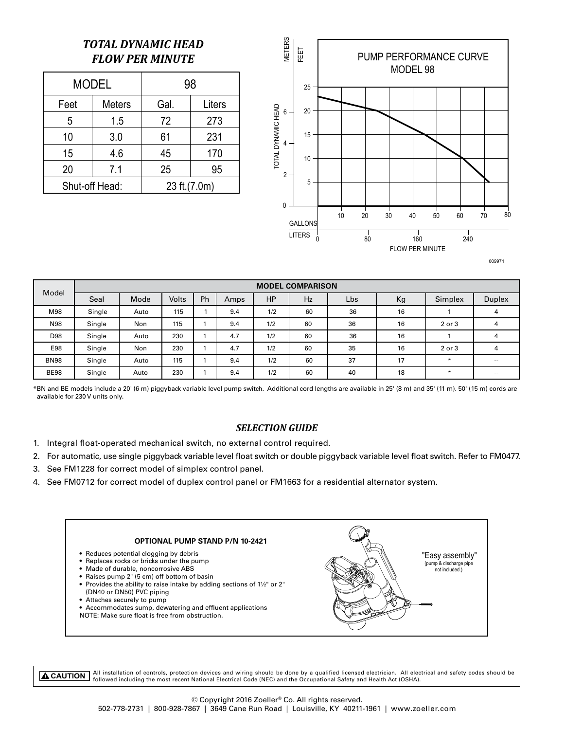## *TOTAL DYNAMIC HEAD FLOW PER MINUTE*

| MODEL | | 98 | |
|---|---|---|---|
| Feet | Meters | Gal. | Liters |
| 5 | 1.5 | 72 | 273 |
| 10 | 3.0 | 61 | 231 |
| 15 | 4.6 | 45 | 170 |
| 20 | 7.1 | 25 | 95 |
| Shut-off Head: | | 23 ft.(7.0m) | |

PUMP PERFORMANCE CURVE
MODEL 98

METERS
FEET
TOTAL DYNAMIC HEAD
0
2
4
6
5
10
15
20
25
GALLONS
10
20
30
40
50
60
70
80
LITERS
0
80
160
240
FLOW PER MINUTE

009971

| Model | MODEL COMPARISON | | | | | | | | | | |
|---|---|---|---|---|---|---|---|---|---|---|---|
| | Seal | Mode | Volts | Ph | Amps | HP | Hz | Lbs | Kg | Simplex | Duplex |
| M98 | Single | Auto | 115 | 1 | 9.4 | 1/2 | 60 | 36 | 16 | 1 | 4 |
| N98 | Single | Non | 115 | 1 | 9.4 | 1/2 | 60 | 36 | 16 | 2 or 3 | 4 |
| D98 | Single | Auto | 230 | 1 | 4.7 | 1/2 | 60 | 36 | 16 | 1 | 4 |
| E98 | Single | Non | 230 | 1 | 4.7 | 1/2 | 60 | 35 | 16 | 2 or 3 | 4 |
| BN98 | Single | Auto | 115 | 1 | 9.4 | 1/2 | 60 | 37 | 17 | * | -- |
| BE98 | Single | Auto | 230 | 1 | 9.4 | 1/2 | 60 | 40 | 18 | * | -- |

*BN and BE models include a 20' (6 m) piggyback variable level pump switch. Additional cord lengths are available in 25' (8 m) and 35' (11 m). 50' (15 m) cords are available for 230 V units only.

## *SELECTION GUIDE*

1. Integral float-operated mechanical switch, no external control required.
2. For automatic, use single piggyback variable level float switch or double piggyback variable level float switch. Refer to FM0477.
3. See FM1228 for correct model of simplex control panel.
4. See FM0712 for correct model of duplex control panel or FM1663 for a residential alternator system.

**OPTIONAL PUMP STAND P/N 10-2421**

- Reduces potential clogging by debris
- Replaces rocks or bricks under the pump
- Made of durable, noncorrosive ABS
- Raises pump 2" (5 cm) off bottom of basin
- Provides the ability to raise intake by adding sections of 1½" or 2" (DN40 or DN50) PVC piping
- Attaches securely to pump
- Accommodates sump, dewatering and effluent applications

NOTE: Make sure float is free from obstruction.

"Easy assembly"
(pump & discharge pipe not included.)

**⚠ CAUTION** All installation of controls, protection devices and wiring should be done by a qualified licensed electrician. All electrical and safety codes should be followed including the most recent National Electrical Code (NEC) and the Occupational Safety and Health Act (OSHA).

© Copyright 2016 Zoeller® Co. All rights reserved.
502-778-2731 | 800-928-7867 | 3649 Cane Run Road | Louisville, KY 40211-1961 | www.zoeller.com